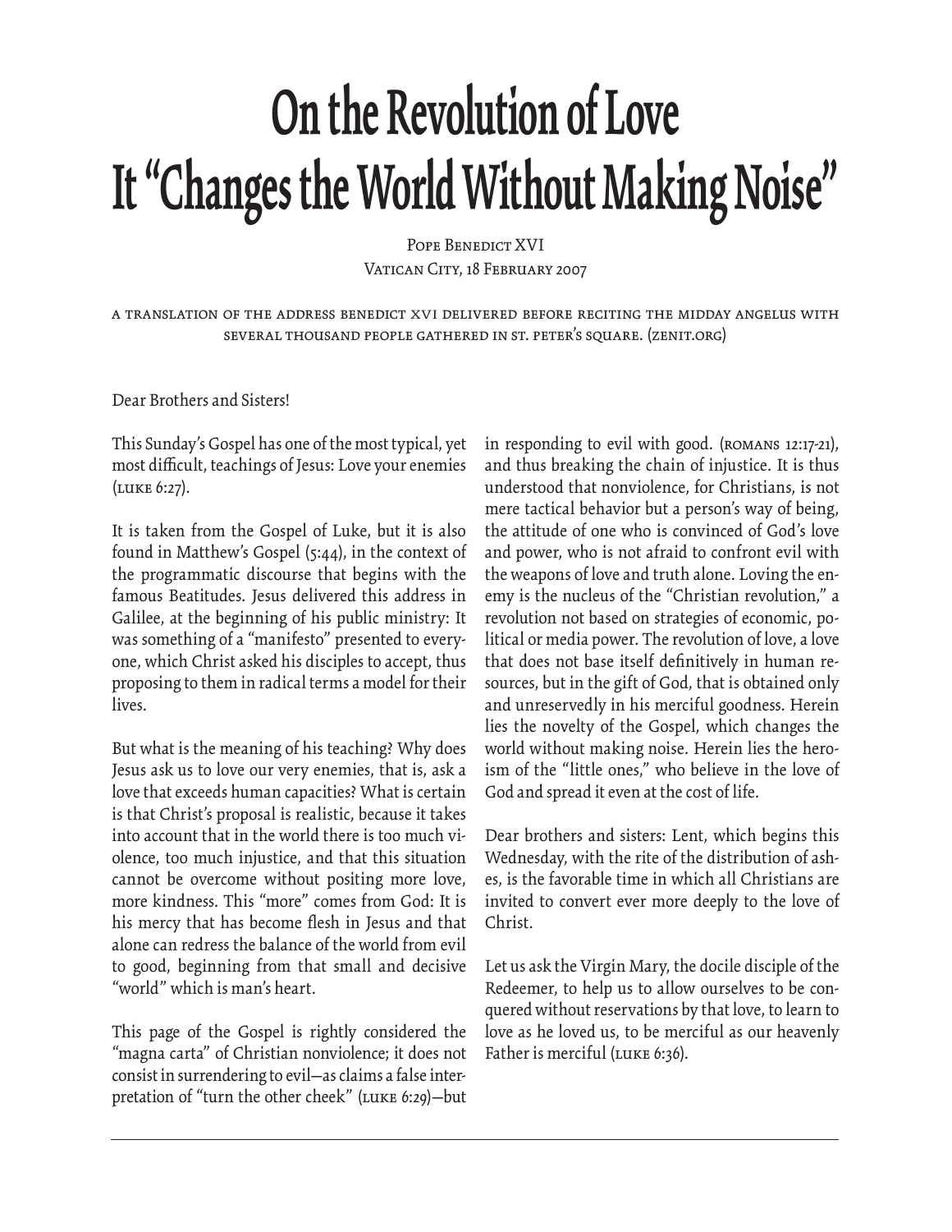# On the Revolution of Love
# It "Changes the World Without Making Noise"

Pope Benedict XVI
Vatican City, 18 February 2007

A TRANSLATION OF THE ADDRESS BENEDICT XVI DELIVERED BEFORE RECITING THE MIDDAY ANGELUS WITH SEVERAL THOUSAND PEOPLE GATHERED IN ST. PETER'S SQUARE. (ZENIT.ORG)

Dear Brothers and Sisters!

This Sunday's Gospel has one of the most typical, yet most difficult, teachings of Jesus: Love your enemies (LUKE 6:27).

It is taken from the Gospel of Luke, but it is also found in Matthew's Gospel (5:44), in the context of the programmatic discourse that begins with the famous Beatitudes. Jesus delivered this address in Galilee, at the beginning of his public ministry: It was something of a "manifesto" presented to everyone, which Christ asked his disciples to accept, thus proposing to them in radical terms a model for their lives.

But what is the meaning of his teaching? Why does Jesus ask us to love our very enemies, that is, ask a love that exceeds human capacities? What is certain is that Christ's proposal is realistic, because it takes into account that in the world there is too much violence, too much injustice, and that this situation cannot be overcome without positing more love, more kindness. This "more" comes from God: It is his mercy that has become flesh in Jesus and that alone can redress the balance of the world from evil to good, beginning from that small and decisive "world" which is man's heart.

This page of the Gospel is rightly considered the "magna carta" of Christian nonviolence; it does not consist in surrendering to evil—as claims a false interpretation of "turn the other cheek" (LUKE 6:29)—but in responding to evil with good. (ROMANS 12:17-21), and thus breaking the chain of injustice. It is thus understood that nonviolence, for Christians, is not mere tactical behavior but a person's way of being, the attitude of one who is convinced of God's love and power, who is not afraid to confront evil with the weapons of love and truth alone. Loving the enemy is the nucleus of the "Christian revolution," a revolution not based on strategies of economic, political or media power. The revolution of love, a love that does not base itself definitively in human resources, but in the gift of God, that is obtained only and unreservedly in his merciful goodness. Herein lies the novelty of the Gospel, which changes the world without making noise. Herein lies the heroism of the "little ones," who believe in the love of God and spread it even at the cost of life.

Dear brothers and sisters: Lent, which begins this Wednesday, with the rite of the distribution of ashes, is the favorable time in which all Christians are invited to convert ever more deeply to the love of Christ.

Let us ask the Virgin Mary, the docile disciple of the Redeemer, to help us to allow ourselves to be conquered without reservations by that love, to learn to love as he loved us, to be merciful as our heavenly Father is merciful (LUKE 6:36).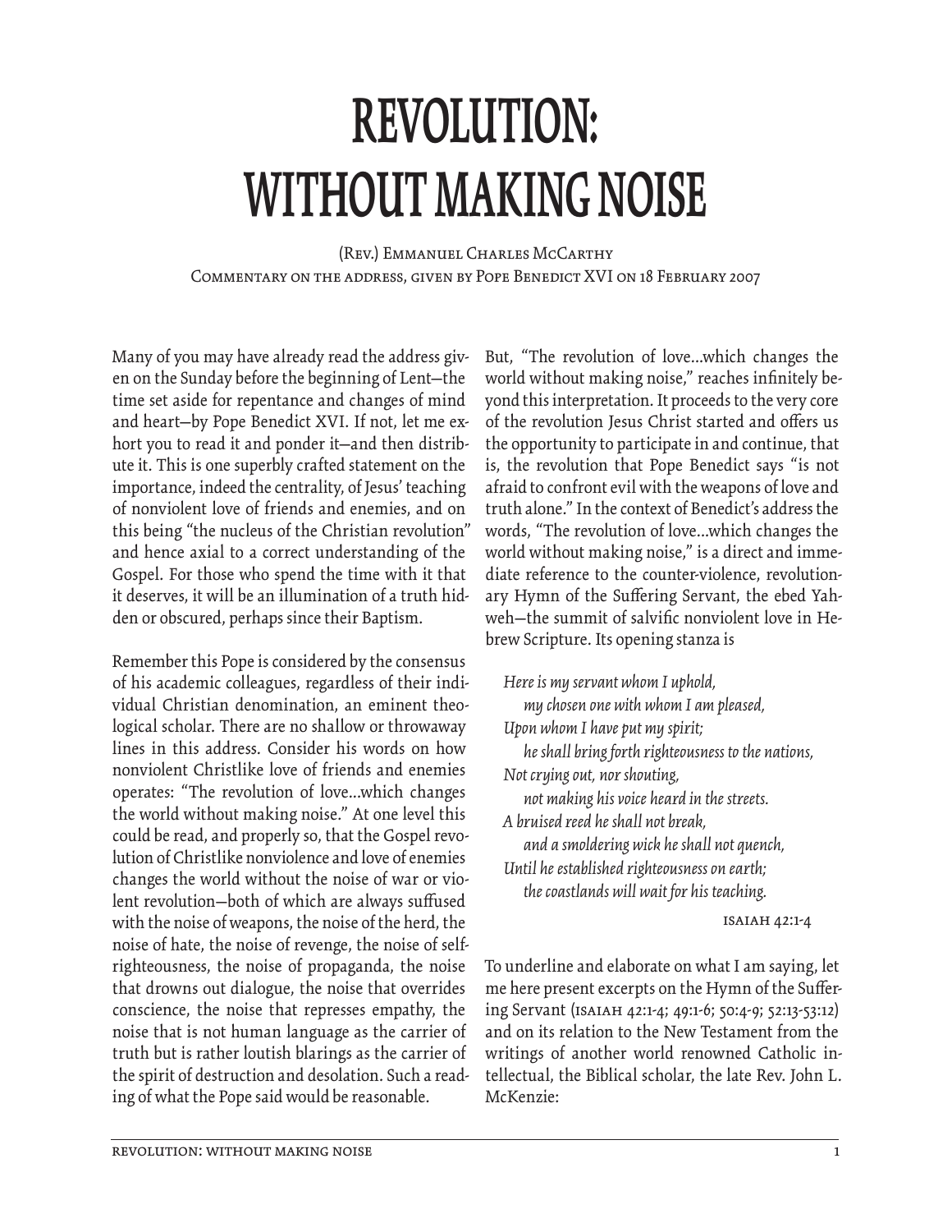# REVOLUTION: WITHOUT MAKING NOISE

(Rev.) Emmanuel Charles McCarthy
Commentary on the address, given by Pope Benedict XVI on 18 February 2007

Many of you may have already read the address given on the Sunday before the beginning of Lent—the time set aside for repentance and changes of mind and heart—by Pope Benedict XVI. If not, let me exhort you to read it and ponder it—and then distribute it. This is one superbly crafted statement on the importance, indeed the centrality, of Jesus' teaching of nonviolent love of friends and enemies, and on this being "the nucleus of the Christian revolution" and hence axial to a correct understanding of the Gospel. For those who spend the time with it that it deserves, it will be an illumination of a truth hidden or obscured, perhaps since their Baptism.

Remember this Pope is considered by the consensus of his academic colleagues, regardless of their individual Christian denomination, an eminent theological scholar. There are no shallow or throwaway lines in this address. Consider his words on how nonviolent Christlike love of friends and enemies operates: "The revolution of love…which changes the world without making noise." At one level this could be read, and properly so, that the Gospel revolution of Christlike nonviolence and love of enemies changes the world without the noise of war or violent revolution—both of which are always suffused with the noise of weapons, the noise of the herd, the noise of hate, the noise of revenge, the noise of self-righteousness, the noise of propaganda, the noise that drowns out dialogue, the noise that overrides conscience, the noise that represses empathy, the noise that is not human language as the carrier of truth but is rather loutish blarings as the carrier of the spirit of destruction and desolation. Such a reading of what the Pope said would be reasonable.

But, "The revolution of love…which changes the world without making noise," reaches infinitely beyond this interpretation. It proceeds to the very core of the revolution Jesus Christ started and offers us the opportunity to participate in and continue, that is, the revolution that Pope Benedict says "is not afraid to confront evil with the weapons of love and truth alone." In the context of Benedict's address the words, "The revolution of love…which changes the world without making noise," is a direct and immediate reference to the counter-violence, revolutionary Hymn of the Suffering Servant, the ebed Yahweh—the summit of salvific nonviolent love in Hebrew Scripture. Its opening stanza is

> *Here is my servant whom I uphold,*
> *my chosen one with whom I am pleased,*
> *Upon whom I have put my spirit;*
> *he shall bring forth righteousness to the nations,*
> *Not crying out, nor shouting,*
> *not making his voice heard in the streets.*
> *A bruised reed he shall not break,*
> *and a smoldering wick he shall not quench,*
> *Until he established righteousness on earth;*
> *the coastlands will wait for his teaching.*
>
> Isaiah 42:1-4

To underline and elaborate on what I am saying, let me here present excerpts on the Hymn of the Suffering Servant (Isaiah 42:1-4; 49:1-6; 50:4-9; 52:13-53:12) and on its relation to the New Testament from the writings of another world renowned Catholic intellectual, the Biblical scholar, the late Rev. John L. McKenzie: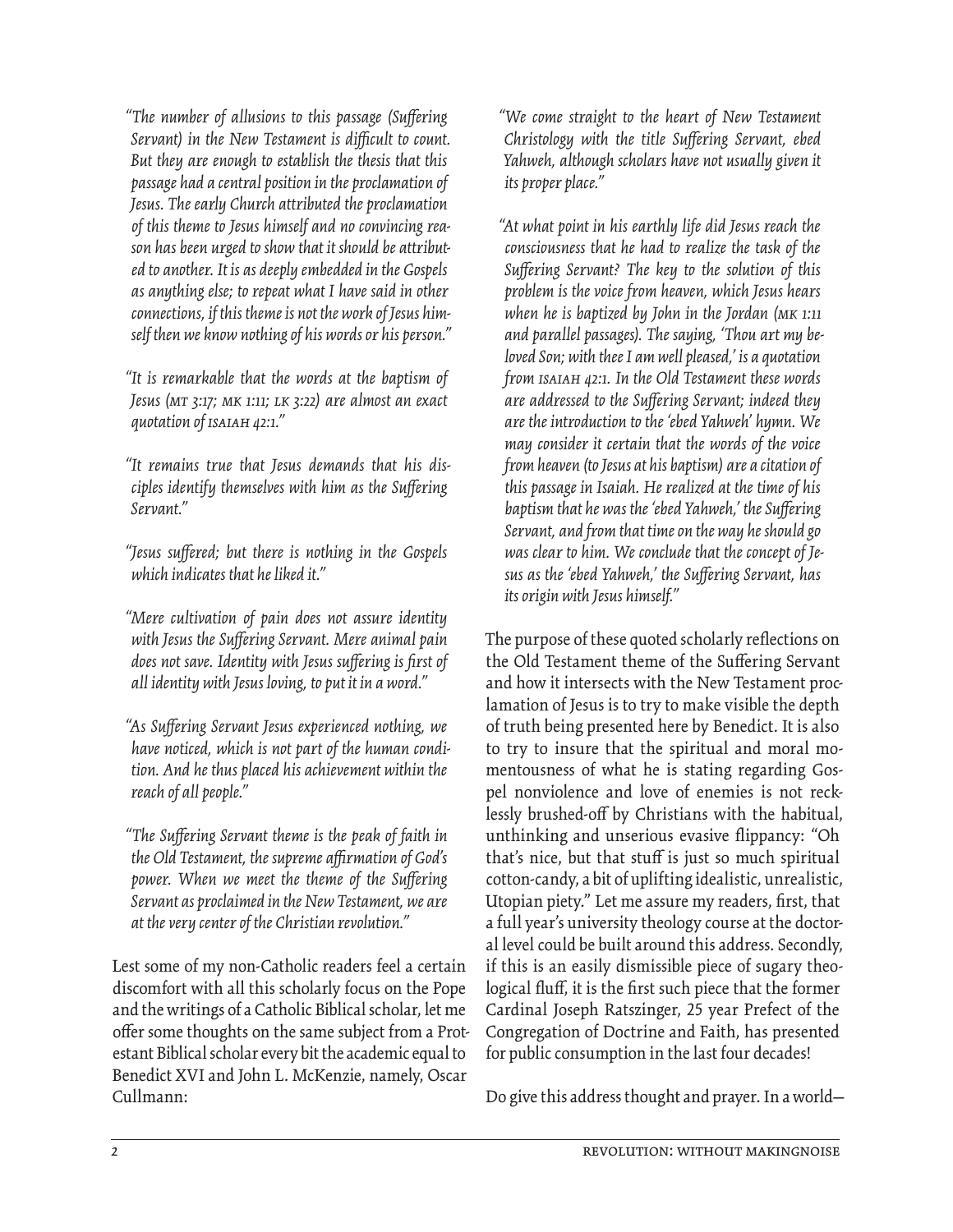*"The number of allusions to this passage (Suffering Servant) in the New Testament is difficult to count. But they are enough to establish the thesis that this passage had a central position in the proclamation of Jesus. The early Church attributed the proclamation of this theme to Jesus himself and no convincing reason has been urged to show that it should be attributed to another. It is as deeply embedded in the Gospels as anything else; to repeat what I have said in other connections, if this theme is not the work of Jesus himself then we know nothing of his words or his person."*

*"It is remarkable that the words at the baptism of Jesus (MT 3:17; MK 1:11; LK 3:22) are almost an exact quotation of ISAIAH 42:1."*

*"It remains true that Jesus demands that his disciples identify themselves with him as the Suffering Servant."*

*"Jesus suffered; but there is nothing in the Gospels which indicates that he liked it."*

*"Mere cultivation of pain does not assure identity with Jesus the Suffering Servant. Mere animal pain does not save. Identity with Jesus suffering is first of all identity with Jesus loving, to put it in a word."*

*"As Suffering Servant Jesus experienced nothing, we have noticed, which is not part of the human condition. And he thus placed his achievement within the reach of all people."*

*"The Suffering Servant theme is the peak of faith in the Old Testament, the supreme affirmation of God's power. When we meet the theme of the Suffering Servant as proclaimed in the New Testament, we are at the very center of the Christian revolution."*

Lest some of my non-Catholic readers feel a certain discomfort with all this scholarly focus on the Pope and the writings of a Catholic Biblical scholar, let me offer some thoughts on the same subject from a Protestant Biblical scholar every bit the academic equal to Benedict XVI and John L. McKenzie, namely, Oscar Cullmann:

*"We come straight to the heart of New Testament Christology with the title Suffering Servant, ebed Yahweh, although scholars have not usually given it its proper place."*

*"At what point in his earthly life did Jesus reach the consciousness that he had to realize the task of the Suffering Servant? The key to the solution of this problem is the voice from heaven, which Jesus hears when he is baptized by John in the Jordan (MK 1:11 and parallel passages). The saying, 'Thou art my beloved Son; with thee I am well pleased,' is a quotation from ISAIAH 42:1. In the Old Testament these words are addressed to the Suffering Servant; indeed they are the introduction to the 'ebed Yahweh' hymn. We may consider it certain that the words of the voice from heaven (to Jesus at his baptism) are a citation of this passage in Isaiah. He realized at the time of his baptism that he was the 'ebed Yahweh,' the Suffering Servant, and from that time on the way he should go was clear to him. We conclude that the concept of Jesus as the 'ebed Yahweh,' the Suffering Servant, has its origin with Jesus himself."*

The purpose of these quoted scholarly reflections on the Old Testament theme of the Suffering Servant and how it intersects with the New Testament proclamation of Jesus is to try to make visible the depth of truth being presented here by Benedict. It is also to try to insure that the spiritual and moral momentousness of what he is stating regarding Gospel nonviolence and love of enemies is not recklessly brushed-off by Christians with the habitual, unthinking and unserious evasive flippancy: "Oh that's nice, but that stuff is just so much spiritual cotton-candy, a bit of uplifting idealistic, unrealistic, Utopian piety." Let me assure my readers, first, that a full year's university theology course at the doctoral level could be built around this address. Secondly, if this is an easily dismissible piece of sugary theological fluff, it is the first such piece that the former Cardinal Joseph Ratszinger, 25 year Prefect of the Congregation of Doctrine and Faith, has presented for public consumption in the last four decades!

Do give this address thought and prayer. In a world—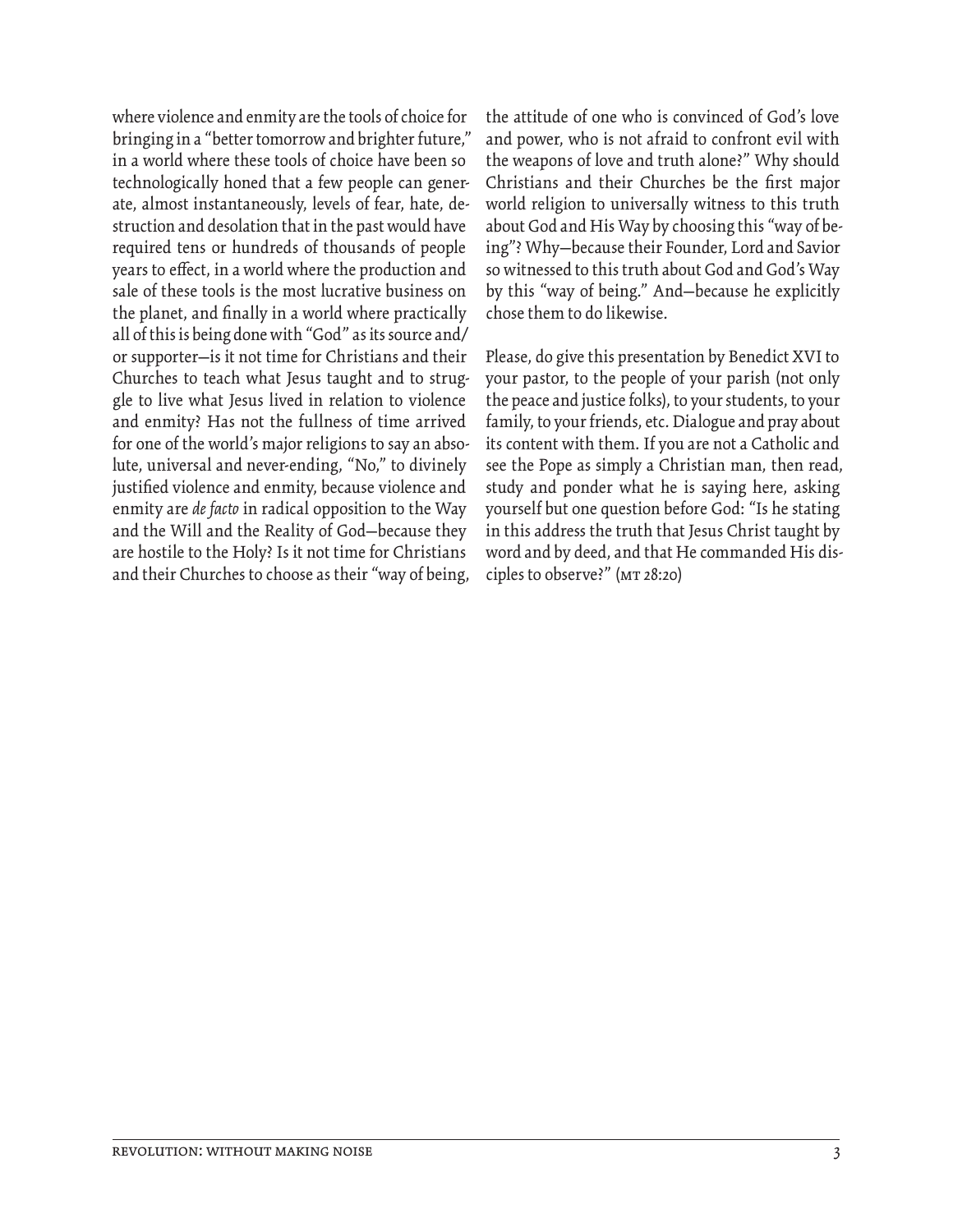where violence and enmity are the tools of choice for bringing in a "better tomorrow and brighter future," in a world where these tools of choice have been so technologically honed that a few people can generate, almost instantaneously, levels of fear, hate, destruction and desolation that in the past would have required tens or hundreds of thousands of people years to effect, in a world where the production and sale of these tools is the most lucrative business on the planet, and finally in a world where practically all of this is being done with "God" as its source and/or supporter—is it not time for Christians and their Churches to teach what Jesus taught and to struggle to live what Jesus lived in relation to violence and enmity? Has not the fullness of time arrived for one of the world's major religions to say an absolute, universal and never-ending, "No," to divinely justified violence and enmity, because violence and enmity are *de facto* in radical opposition to the Way and the Will and the Reality of God—because they are hostile to the Holy? Is it not time for Christians and their Churches to choose as their "way of being, the attitude of one who is convinced of God's love and power, who is not afraid to confront evil with the weapons of love and truth alone?" Why should Christians and their Churches be the first major world religion to universally witness to this truth about God and His Way by choosing this "way of being"? Why—because their Founder, Lord and Savior so witnessed to this truth about God and God's Way by this "way of being." And—because he explicitly chose them to do likewise.

Please, do give this presentation by Benedict XVI to your pastor, to the people of your parish (not only the peace and justice folks), to your students, to your family, to your friends, etc. Dialogue and pray about its content with them. If you are not a Catholic and see the Pope as simply a Christian man, then read, study and ponder what he is saying here, asking yourself but one question before God: "Is he stating in this address the truth that Jesus Christ taught by word and by deed, and that He commanded His disciples to observe?" (MT 28:20)